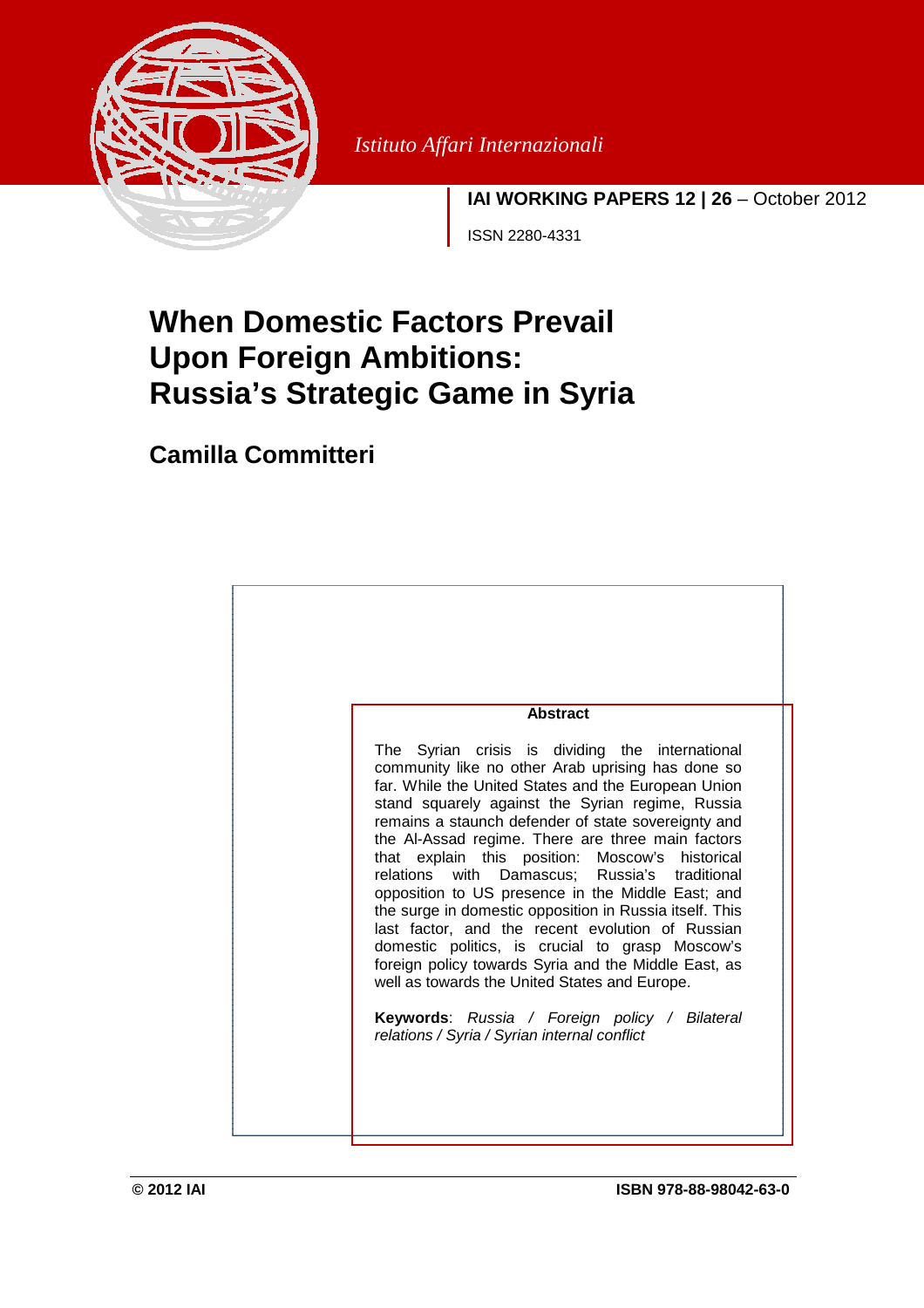*Istituto Affari Internazionali*

**IAI WORKING PAPERS 12 | 26** – October 2012

ISSN 2280-4331

# When Domestic Factors Prevail Upon Foreign Ambitions: Russia's Strategic Game in Syria

## Camilla Committeri

**Abstract**

The Syrian crisis is dividing the international community like no other Arab uprising has done so far. While the United States and the European Union stand squarely against the Syrian regime, Russia remains a staunch defender of state sovereignty and the Al-Assad regime. There are three main factors that explain this position: Moscow's historical relations with Damascus; Russia's traditional opposition to US presence in the Middle East; and the surge in domestic opposition in Russia itself. This last factor, and the recent evolution of Russian domestic politics, is crucial to grasp Moscow's foreign policy towards Syria and the Middle East, as well as towards the United States and Europe.

**Keywords**: *Russia / Foreign policy / Bilateral relations / Syria / Syrian internal conflict*

**© 2012 IAI** **ISBN 978-88-98042-63-0**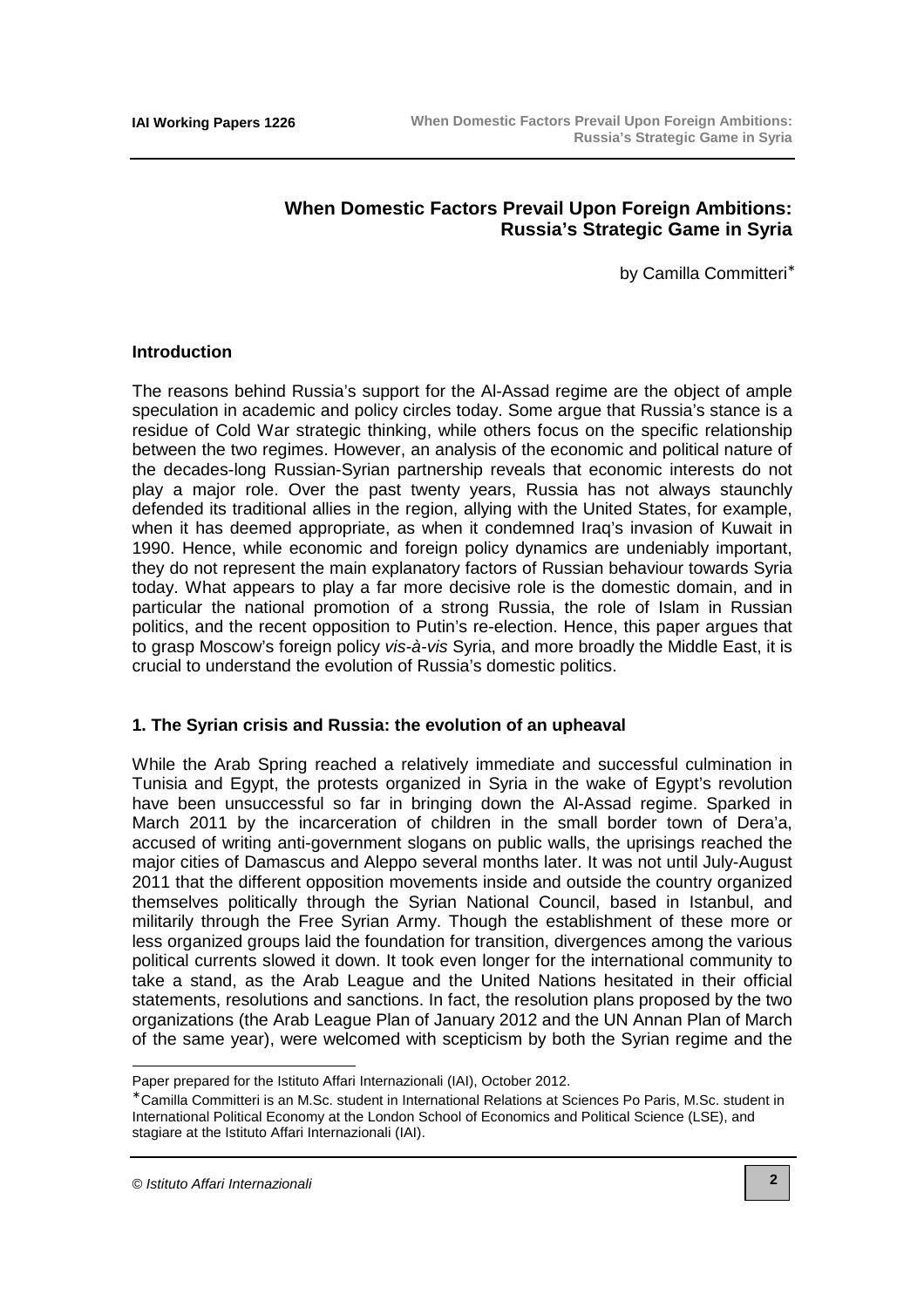## When Domestic Factors Prevail Upon Foreign Ambitions: Russia's Strategic Game in Syria

by Camilla Committeri*

### Introduction

The reasons behind Russia's support for the Al-Assad regime are the object of ample speculation in academic and policy circles today. Some argue that Russia's stance is a residue of Cold War strategic thinking, while others focus on the specific relationship between the two regimes. However, an analysis of the economic and political nature of the decades-long Russian-Syrian partnership reveals that economic interests do not play a major role. Over the past twenty years, Russia has not always staunchly defended its traditional allies in the region, allying with the United States, for example, when it has deemed appropriate, as when it condemned Iraq's invasion of Kuwait in 1990. Hence, while economic and foreign policy dynamics are undeniably important, they do not represent the main explanatory factors of Russian behaviour towards Syria today. What appears to play a far more decisive role is the domestic domain, and in particular the national promotion of a strong Russia, the role of Islam in Russian politics, and the recent opposition to Putin's re-election. Hence, this paper argues that to grasp Moscow's foreign policy *vis-à-vis* Syria, and more broadly the Middle East, it is crucial to understand the evolution of Russia's domestic politics.

### 1. The Syrian crisis and Russia: the evolution of an upheaval

While the Arab Spring reached a relatively immediate and successful culmination in Tunisia and Egypt, the protests organized in Syria in the wake of Egypt's revolution have been unsuccessful so far in bringing down the Al-Assad regime. Sparked in March 2011 by the incarceration of children in the small border town of Dera'a, accused of writing anti-government slogans on public walls, the uprisings reached the major cities of Damascus and Aleppo several months later. It was not until July-August 2011 that the different opposition movements inside and outside the country organized themselves politically through the Syrian National Council, based in Istanbul, and militarily through the Free Syrian Army. Though the establishment of these more or less organized groups laid the foundation for transition, divergences among the various political currents slowed it down. It took even longer for the international community to take a stand, as the Arab League and the United Nations hesitated in their official statements, resolutions and sanctions. In fact, the resolution plans proposed by the two organizations (the Arab League Plan of January 2012 and the UN Annan Plan of March of the same year), were welcomed with scepticism by both the Syrian regime and the

---

Paper prepared for the Istituto Affari Internazionali (IAI), October 2012.

* Camilla Committeri is an M.Sc. student in International Relations at Sciences Po Paris, M.Sc. student in International Political Economy at the London School of Economics and Political Science (LSE), and stagiare at the Istituto Affari Internazionali (IAI).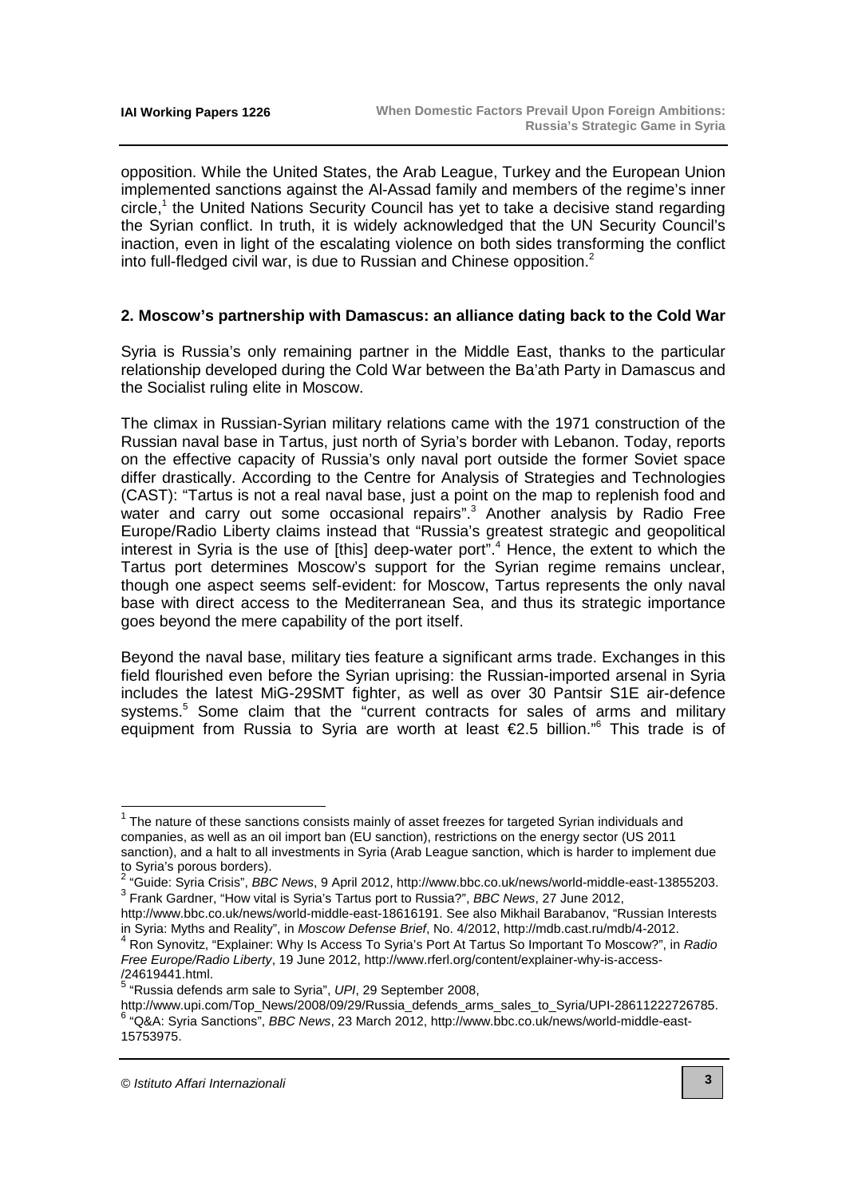opposition. While the United States, the Arab League, Turkey and the European Union implemented sanctions against the Al-Assad family and members of the regime's inner circle,[1] the United Nations Security Council has yet to take a decisive stand regarding the Syrian conflict. In truth, it is widely acknowledged that the UN Security Council's inaction, even in light of the escalating violence on both sides transforming the conflict into full-fledged civil war, is due to Russian and Chinese opposition.[2]

## 2. Moscow's partnership with Damascus: an alliance dating back to the Cold War

Syria is Russia's only remaining partner in the Middle East, thanks to the particular relationship developed during the Cold War between the Ba'ath Party in Damascus and the Socialist ruling elite in Moscow.

The climax in Russian-Syrian military relations came with the 1971 construction of the Russian naval base in Tartus, just north of Syria's border with Lebanon. Today, reports on the effective capacity of Russia's only naval port outside the former Soviet space differ drastically. According to the Centre for Analysis of Strategies and Technologies (CAST): "Tartus is not a real naval base, just a point on the map to replenish food and water and carry out some occasional repairs".[3] Another analysis by Radio Free Europe/Radio Liberty claims instead that "Russia's greatest strategic and geopolitical interest in Syria is the use of [this] deep-water port".[4] Hence, the extent to which the Tartus port determines Moscow's support for the Syrian regime remains unclear, though one aspect seems self-evident: for Moscow, Tartus represents the only naval base with direct access to the Mediterranean Sea, and thus its strategic importance goes beyond the mere capability of the port itself.

Beyond the naval base, military ties feature a significant arms trade. Exchanges in this field flourished even before the Syrian uprising: the Russian-imported arsenal in Syria includes the latest MiG-29SMT fighter, as well as over 30 Pantsir S1E air-defence systems.[5] Some claim that the "current contracts for sales of arms and military equipment from Russia to Syria are worth at least €2.5 billion."[6] This trade is of

---

[1] The nature of these sanctions consists mainly of asset freezes for targeted Syrian individuals and companies, as well as an oil import ban (EU sanction), restrictions on the energy sector (US 2011 sanction), and a halt to all investments in Syria (Arab League sanction, which is harder to implement due to Syria's porous borders).

[2] "Guide: Syria Crisis", *BBC News*, 9 April 2012, http://www.bbc.co.uk/news/world-middle-east-13855203.

[3] Frank Gardner, "How vital is Syria's Tartus port to Russia?", *BBC News*, 27 June 2012, http://www.bbc.co.uk/news/world-middle-east-18616191. See also Mikhail Barabanov, "Russian Interests in Syria: Myths and Reality", in *Moscow Defense Brief*, No. 4/2012, http://mdb.cast.ru/mdb/4-2012.

[4] Ron Synovitz, "Explainer: Why Is Access To Syria's Port At Tartus So Important To Moscow?", in *Radio Free Europe/Radio Liberty*, 19 June 2012, http://www.rferl.org/content/explainer-why-is-access-/24619441.html.

[5] "Russia defends arm sale to Syria", *UPI*, 29 September 2008, http://www.upi.com/Top_News/2008/09/29/Russia_defends_arms_sales_to_Syria/UPI-28611222726785.

[6] "Q&A: Syria Sanctions", *BBC News*, 23 March 2012, http://www.bbc.co.uk/news/world-middle-east-15753975.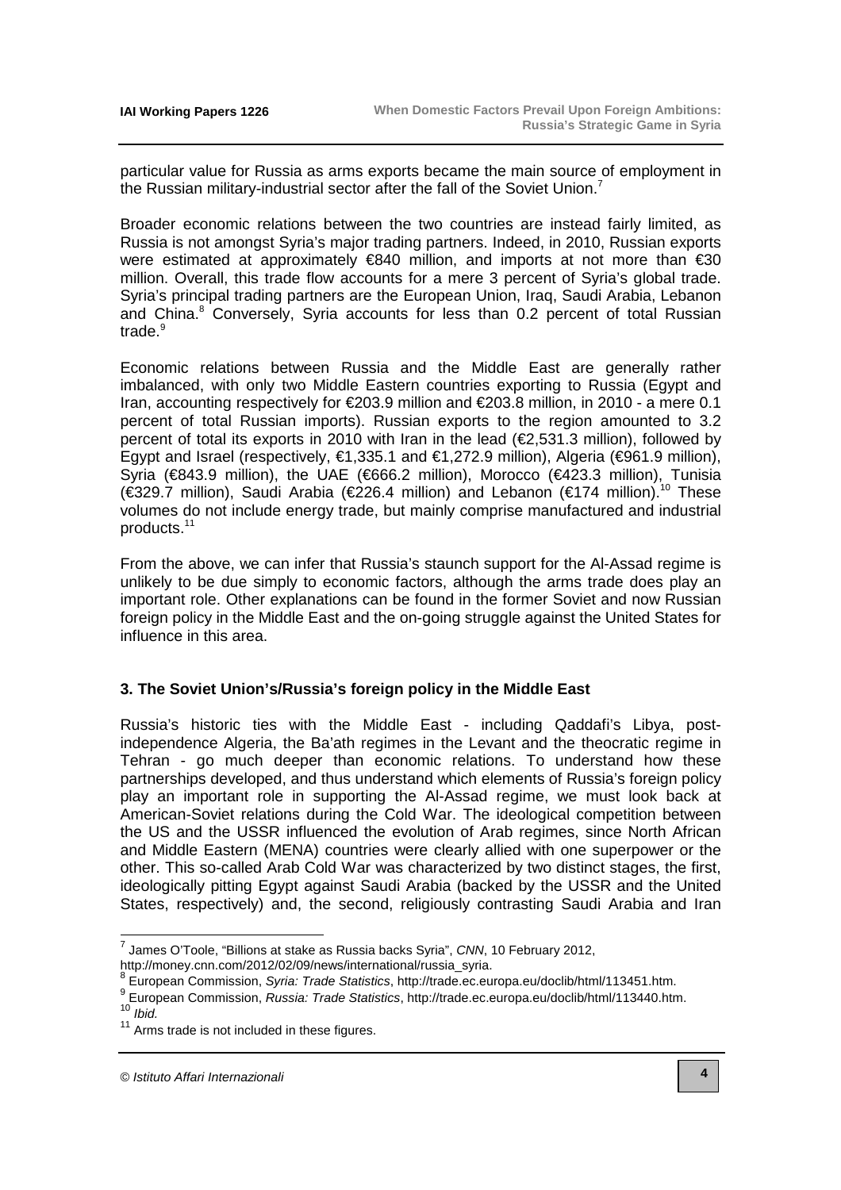particular value for Russia as arms exports became the main source of employment in the Russian military-industrial sector after the fall of the Soviet Union.[7]

Broader economic relations between the two countries are instead fairly limited, as Russia is not amongst Syria's major trading partners. Indeed, in 2010, Russian exports were estimated at approximately €840 million, and imports at not more than €30 million. Overall, this trade flow accounts for a mere 3 percent of Syria's global trade. Syria's principal trading partners are the European Union, Iraq, Saudi Arabia, Lebanon and China.[8] Conversely, Syria accounts for less than 0.2 percent of total Russian trade.[9]

Economic relations between Russia and the Middle East are generally rather imbalanced, with only two Middle Eastern countries exporting to Russia (Egypt and Iran, accounting respectively for €203.9 million and €203.8 million, in 2010 - a mere 0.1 percent of total Russian imports). Russian exports to the region amounted to 3.2 percent of total its exports in 2010 with Iran in the lead (€2,531.3 million), followed by Egypt and Israel (respectively, €1,335.1 and €1,272.9 million), Algeria (€961.9 million), Syria (€843.9 million), the UAE (€666.2 million), Morocco (€423.3 million), Tunisia (€329.7 million), Saudi Arabia (€226.4 million) and Lebanon (€174 million).[10] These volumes do not include energy trade, but mainly comprise manufactured and industrial products.[11]

From the above, we can infer that Russia's staunch support for the Al-Assad regime is unlikely to be due simply to economic factors, although the arms trade does play an important role. Other explanations can be found in the former Soviet and now Russian foreign policy in the Middle East and the on-going struggle against the United States for influence in this area.

## 3. The Soviet Union's/Russia's foreign policy in the Middle East

Russia's historic ties with the Middle East - including Qaddafi's Libya, post-independence Algeria, the Ba'ath regimes in the Levant and the theocratic regime in Tehran - go much deeper than economic relations. To understand how these partnerships developed, and thus understand which elements of Russia's foreign policy play an important role in supporting the Al-Assad regime, we must look back at American-Soviet relations during the Cold War. The ideological competition between the US and the USSR influenced the evolution of Arab regimes, since North African and Middle Eastern (MENA) countries were clearly allied with one superpower or the other. This so-called Arab Cold War was characterized by two distinct stages, the first, ideologically pitting Egypt against Saudi Arabia (backed by the USSR and the United States, respectively) and, the second, religiously contrasting Saudi Arabia and Iran

---

[7] James O'Toole, "Billions at stake as Russia backs Syria", *CNN*, 10 February 2012, http://money.cnn.com/2012/02/09/news/international/russia_syria.

[8] European Commission, *Syria: Trade Statistics*, http://trade.ec.europa.eu/doclib/html/113451.htm.

[9] European Commission, *Russia: Trade Statistics*, http://trade.ec.europa.eu/doclib/html/113440.htm.

[10] *Ibid.*

[11] Arms trade is not included in these figures.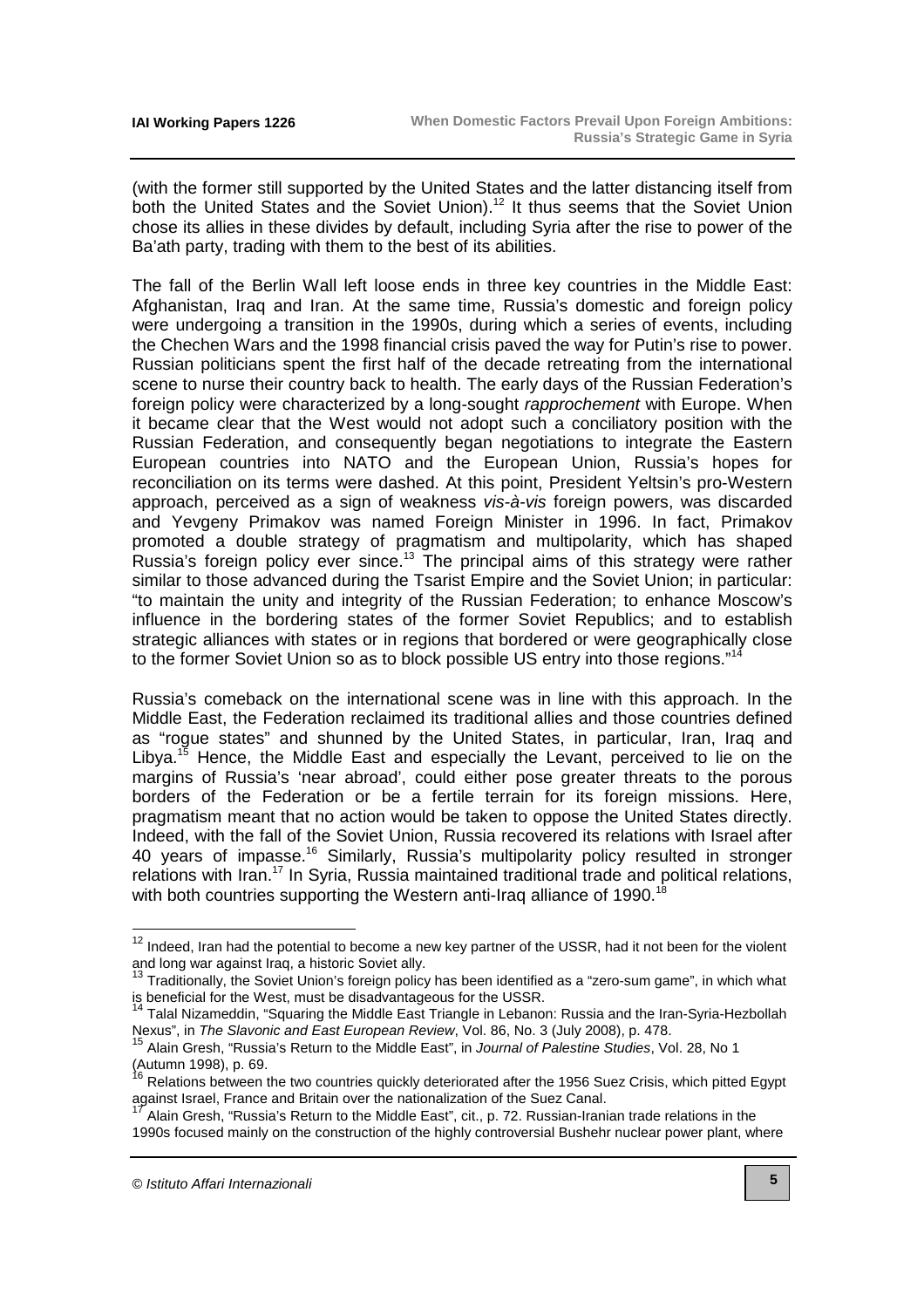(with the former still supported by the United States and the latter distancing itself from both the United States and the Soviet Union).[12] It thus seems that the Soviet Union chose its allies in these divides by default, including Syria after the rise to power of the Ba'ath party, trading with them to the best of its abilities.

The fall of the Berlin Wall left loose ends in three key countries in the Middle East: Afghanistan, Iraq and Iran. At the same time, Russia's domestic and foreign policy were undergoing a transition in the 1990s, during which a series of events, including the Chechen Wars and the 1998 financial crisis paved the way for Putin's rise to power. Russian politicians spent the first half of the decade retreating from the international scene to nurse their country back to health. The early days of the Russian Federation's foreign policy were characterized by a long-sought *rapprochement* with Europe. When it became clear that the West would not adopt such a conciliatory position with the Russian Federation, and consequently began negotiations to integrate the Eastern European countries into NATO and the European Union, Russia's hopes for reconciliation on its terms were dashed. At this point, President Yeltsin's pro-Western approach, perceived as a sign of weakness *vis-à-vis* foreign powers, was discarded and Yevgeny Primakov was named Foreign Minister in 1996. In fact, Primakov promoted a double strategy of pragmatism and multipolarity, which has shaped Russia's foreign policy ever since.[13] The principal aims of this strategy were rather similar to those advanced during the Tsarist Empire and the Soviet Union; in particular: "to maintain the unity and integrity of the Russian Federation; to enhance Moscow's influence in the bordering states of the former Soviet Republics; and to establish strategic alliances with states or in regions that bordered or were geographically close to the former Soviet Union so as to block possible US entry into those regions."[14]

Russia's comeback on the international scene was in line with this approach. In the Middle East, the Federation reclaimed its traditional allies and those countries defined as "rogue states" and shunned by the United States, in particular, Iran, Iraq and Libya.[15] Hence, the Middle East and especially the Levant, perceived to lie on the margins of Russia's 'near abroad', could either pose greater threats to the porous borders of the Federation or be a fertile terrain for its foreign missions. Here, pragmatism meant that no action would be taken to oppose the United States directly. Indeed, with the fall of the Soviet Union, Russia recovered its relations with Israel after 40 years of impasse.[16] Similarly, Russia's multipolarity policy resulted in stronger relations with Iran.[17] In Syria, Russia maintained traditional trade and political relations, with both countries supporting the Western anti-Iraq alliance of 1990.[18]

---

[12] Indeed, Iran had the potential to become a new key partner of the USSR, had it not been for the violent and long war against Iraq, a historic Soviet ally.

[13] Traditionally, the Soviet Union's foreign policy has been identified as a "zero-sum game", in which what is beneficial for the West, must be disadvantageous for the USSR.

[14] Talal Nizameddin, "Squaring the Middle East Triangle in Lebanon: Russia and the Iran-Syria-Hezbollah Nexus", in *The Slavonic and East European Review*, Vol. 86, No. 3 (July 2008), p. 478.

[15] Alain Gresh, "Russia's Return to the Middle East", in *Journal of Palestine Studies*, Vol. 28, No 1 (Autumn 1998), p. 69.

[16] Relations between the two countries quickly deteriorated after the 1956 Suez Crisis, which pitted Egypt against Israel, France and Britain over the nationalization of the Suez Canal.

[17] Alain Gresh, "Russia's Return to the Middle East", cit., p. 72. Russian-Iranian trade relations in the 1990s focused mainly on the construction of the highly controversial Bushehr nuclear power plant, where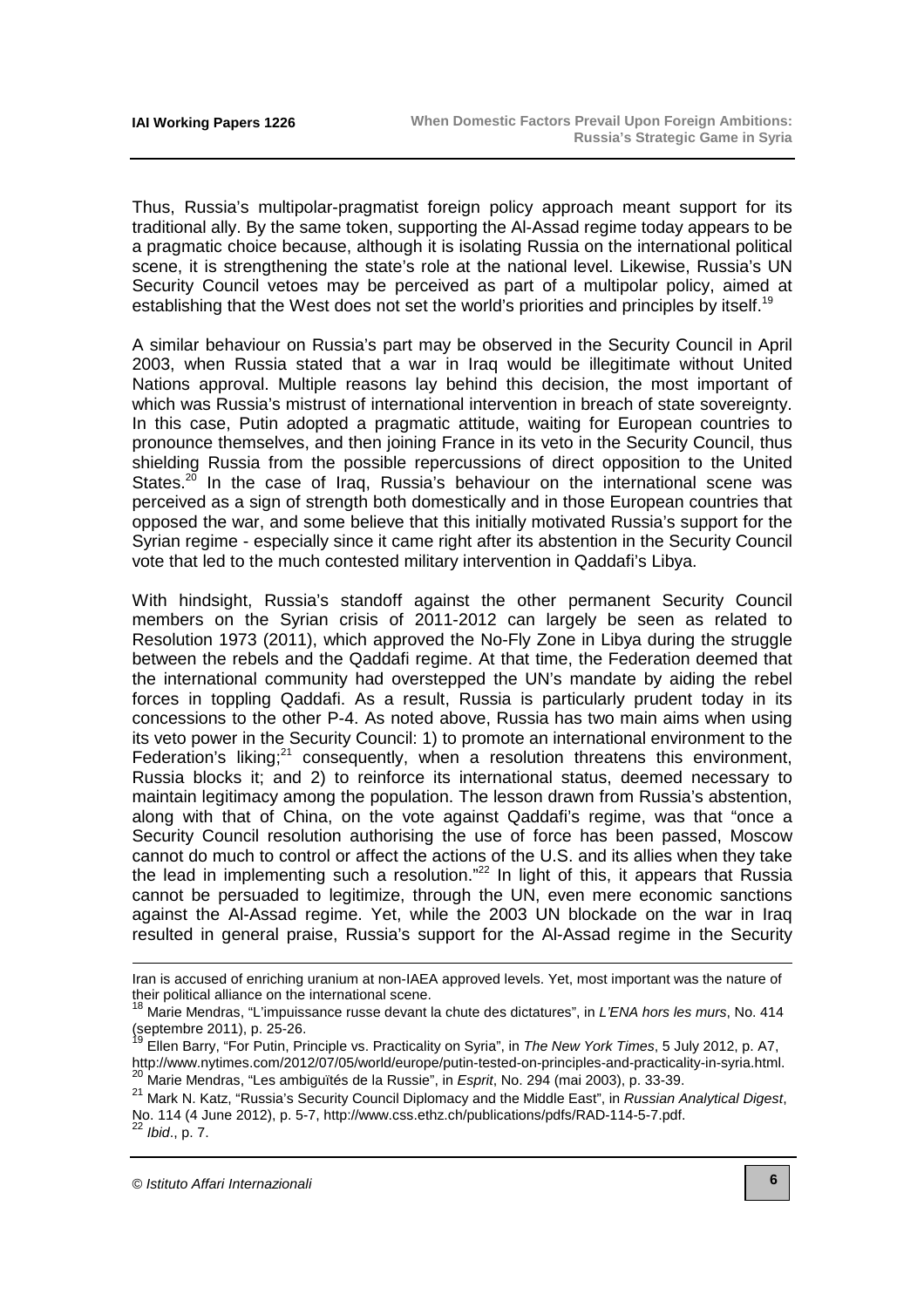Thus, Russia's multipolar-pragmatist foreign policy approach meant support for its traditional ally. By the same token, supporting the Al-Assad regime today appears to be a pragmatic choice because, although it is isolating Russia on the international political scene, it is strengthening the state's role at the national level. Likewise, Russia's UN Security Council vetoes may be perceived as part of a multipolar policy, aimed at establishing that the West does not set the world's priorities and principles by itself.[19]

A similar behaviour on Russia's part may be observed in the Security Council in April 2003, when Russia stated that a war in Iraq would be illegitimate without United Nations approval. Multiple reasons lay behind this decision, the most important of which was Russia's mistrust of international intervention in breach of state sovereignty. In this case, Putin adopted a pragmatic attitude, waiting for European countries to pronounce themselves, and then joining France in its veto in the Security Council, thus shielding Russia from the possible repercussions of direct opposition to the United States.[20] In the case of Iraq, Russia's behaviour on the international scene was perceived as a sign of strength both domestically and in those European countries that opposed the war, and some believe that this initially motivated Russia's support for the Syrian regime - especially since it came right after its abstention in the Security Council vote that led to the much contested military intervention in Qaddafi's Libya.

With hindsight, Russia's standoff against the other permanent Security Council members on the Syrian crisis of 2011-2012 can largely be seen as related to Resolution 1973 (2011), which approved the No-Fly Zone in Libya during the struggle between the rebels and the Qaddafi regime. At that time, the Federation deemed that the international community had overstepped the UN's mandate by aiding the rebel forces in toppling Qaddafi. As a result, Russia is particularly prudent today in its concessions to the other P-4. As noted above, Russia has two main aims when using its veto power in the Security Council: 1) to promote an international environment to the Federation's liking;[21] consequently, when a resolution threatens this environment, Russia blocks it; and 2) to reinforce its international status, deemed necessary to maintain legitimacy among the population. The lesson drawn from Russia's abstention, along with that of China, on the vote against Qaddafi's regime, was that "once a Security Council resolution authorising the use of force has been passed, Moscow cannot do much to control or affect the actions of the U.S. and its allies when they take the lead in implementing such a resolution."[22] In light of this, it appears that Russia cannot be persuaded to legitimize, through the UN, even mere economic sanctions against the Al-Assad regime. Yet, while the 2003 UN blockade on the war in Iraq resulted in general praise, Russia's support for the Al-Assad regime in the Security

---

Iran is accused of enriching uranium at non-IAEA approved levels. Yet, most important was the nature of their political alliance on the international scene.

[18] Marie Mendras, "L'impuissance russe devant la chute des dictatures", in *L'ENA hors les murs*, No. 414 (septembre 2011), p. 25-26.

[19] Ellen Barry, "For Putin, Principle vs. Practicality on Syria", in *The New York Times*, 5 July 2012, p. A7, http://www.nytimes.com/2012/07/05/world/europe/putin-tested-on-principles-and-practicality-in-syria.html.

[20] Marie Mendras, "Les ambiguïtés de la Russie", in *Esprit*, No. 294 (mai 2003), p. 33-39.

[21] Mark N. Katz, "Russia's Security Council Diplomacy and the Middle East", in *Russian Analytical Digest*, No. 114 (4 June 2012), p. 5-7, http://www.css.ethz.ch/publications/pdfs/RAD-114-5-7.pdf.

[22] *Ibid*., p. 7.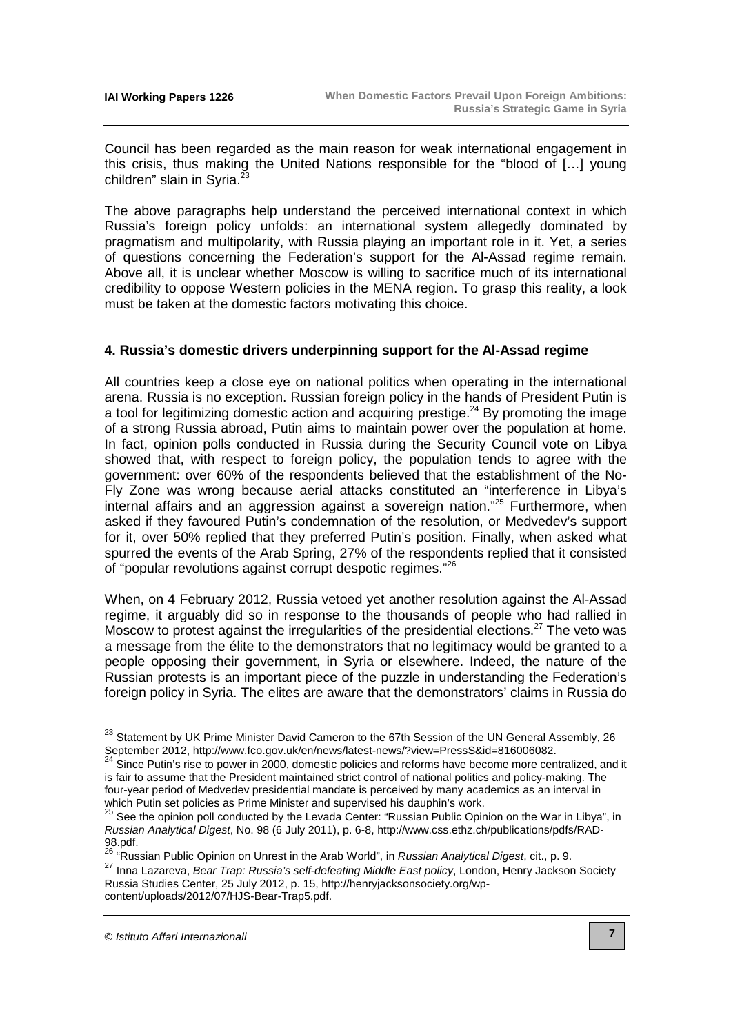Council has been regarded as the main reason for weak international engagement in this crisis, thus making the United Nations responsible for the "blood of […] young children" slain in Syria.[23]

The above paragraphs help understand the perceived international context in which Russia's foreign policy unfolds: an international system allegedly dominated by pragmatism and multipolarity, with Russia playing an important role in it. Yet, a series of questions concerning the Federation's support for the Al-Assad regime remain. Above all, it is unclear whether Moscow is willing to sacrifice much of its international credibility to oppose Western policies in the MENA region. To grasp this reality, a look must be taken at the domestic factors motivating this choice.

## 4. Russia's domestic drivers underpinning support for the Al-Assad regime

All countries keep a close eye on national politics when operating in the international arena. Russia is no exception. Russian foreign policy in the hands of President Putin is a tool for legitimizing domestic action and acquiring prestige.[24] By promoting the image of a strong Russia abroad, Putin aims to maintain power over the population at home. In fact, opinion polls conducted in Russia during the Security Council vote on Libya showed that, with respect to foreign policy, the population tends to agree with the government: over 60% of the respondents believed that the establishment of the No-Fly Zone was wrong because aerial attacks constituted an "interference in Libya's internal affairs and an aggression against a sovereign nation."[25] Furthermore, when asked if they favoured Putin's condemnation of the resolution, or Medvedev's support for it, over 50% replied that they preferred Putin's position. Finally, when asked what spurred the events of the Arab Spring, 27% of the respondents replied that it consisted of "popular revolutions against corrupt despotic regimes."[26]

When, on 4 February 2012, Russia vetoed yet another resolution against the Al-Assad regime, it arguably did so in response to the thousands of people who had rallied in Moscow to protest against the irregularities of the presidential elections.[27] The veto was a message from the élite to the demonstrators that no legitimacy would be granted to a people opposing their government, in Syria or elsewhere. Indeed, the nature of the Russian protests is an important piece of the puzzle in understanding the Federation's foreign policy in Syria. The elites are aware that the demonstrators' claims in Russia do

---

[23] Statement by UK Prime Minister David Cameron to the 67th Session of the UN General Assembly, 26 September 2012, http://www.fco.gov.uk/en/news/latest-news/?view=PressS&id=816006082.

[24] Since Putin's rise to power in 2000, domestic policies and reforms have become more centralized, and it is fair to assume that the President maintained strict control of national politics and policy-making. The four-year period of Medvedev presidential mandate is perceived by many academics as an interval in which Putin set policies as Prime Minister and supervised his dauphin's work.

[25] See the opinion poll conducted by the Levada Center: "Russian Public Opinion on the War in Libya", in *Russian Analytical Digest*, No. 98 (6 July 2011), p. 6-8, http://www.css.ethz.ch/publications/pdfs/RAD-98.pdf.

[26] "Russian Public Opinion on Unrest in the Arab World", in *Russian Analytical Digest*, cit., p. 9.

[27] Inna Lazareva, *Bear Trap: Russia's self-defeating Middle East policy*, London, Henry Jackson Society Russia Studies Center, 25 July 2012, p. 15, http://henryjacksonsociety.org/wp-content/uploads/2012/07/HJS-Bear-Trap5.pdf.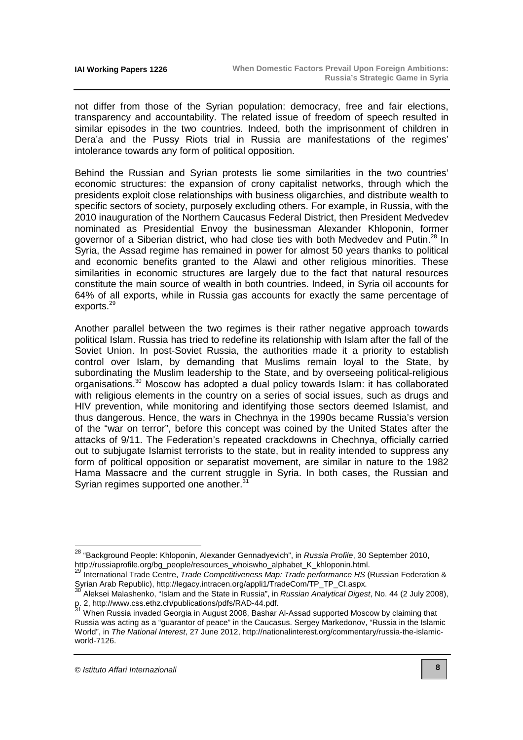not differ from those of the Syrian population: democracy, free and fair elections, transparency and accountability. The related issue of freedom of speech resulted in similar episodes in the two countries. Indeed, both the imprisonment of children in Dera'a and the Pussy Riots trial in Russia are manifestations of the regimes' intolerance towards any form of political opposition.

Behind the Russian and Syrian protests lie some similarities in the two countries' economic structures: the expansion of crony capitalist networks, through which the presidents exploit close relationships with business oligarchies, and distribute wealth to specific sectors of society, purposely excluding others. For example, in Russia, with the 2010 inauguration of the Northern Caucasus Federal District, then President Medvedev nominated as Presidential Envoy the businessman Alexander Khloponin, former governor of a Siberian district, who had close ties with both Medvedev and Putin.[28] In Syria, the Assad regime has remained in power for almost 50 years thanks to political and economic benefits granted to the Alawi and other religious minorities. These similarities in economic structures are largely due to the fact that natural resources constitute the main source of wealth in both countries. Indeed, in Syria oil accounts for 64% of all exports, while in Russia gas accounts for exactly the same percentage of exports.[29]

Another parallel between the two regimes is their rather negative approach towards political Islam. Russia has tried to redefine its relationship with Islam after the fall of the Soviet Union. In post-Soviet Russia, the authorities made it a priority to establish control over Islam, by demanding that Muslims remain loyal to the State, by subordinating the Muslim leadership to the State, and by overseeing political-religious organisations.[30] Moscow has adopted a dual policy towards Islam: it has collaborated with religious elements in the country on a series of social issues, such as drugs and HIV prevention, while monitoring and identifying those sectors deemed Islamist, and thus dangerous. Hence, the wars in Chechnya in the 1990s became Russia's version of the "war on terror", before this concept was coined by the United States after the attacks of 9/11. The Federation's repeated crackdowns in Chechnya, officially carried out to subjugate Islamist terrorists to the state, but in reality intended to suppress any form of political opposition or separatist movement, are similar in nature to the 1982 Hama Massacre and the current struggle in Syria. In both cases, the Russian and Syrian regimes supported one another.[31]

---

[28] "Background People: Khloponin, Alexander Gennadyevich", in *Russia Profile*, 30 September 2010, http://russiaprofile.org/bg_people/resources_whoiswho_alphabet_K_khloponin.html.

[29] International Trade Centre, *Trade Competitiveness Map: Trade performance HS* (Russian Federation & Syrian Arab Republic), http://legacy.intracen.org/appli1/TradeCom/TP_TP_CI.aspx.

[30] Aleksei Malashenko, "Islam and the State in Russia", in *Russian Analytical Digest*, No. 44 (2 July 2008), p. 2, http://www.css.ethz.ch/publications/pdfs/RAD-44.pdf.

[31] When Russia invaded Georgia in August 2008, Bashar Al-Assad supported Moscow by claiming that Russia was acting as a "guarantor of peace" in the Caucasus. Sergey Markedonov, "Russia in the Islamic World", in *The National Interest*, 27 June 2012, http://nationalinterest.org/commentary/russia-the-islamic-world-7126.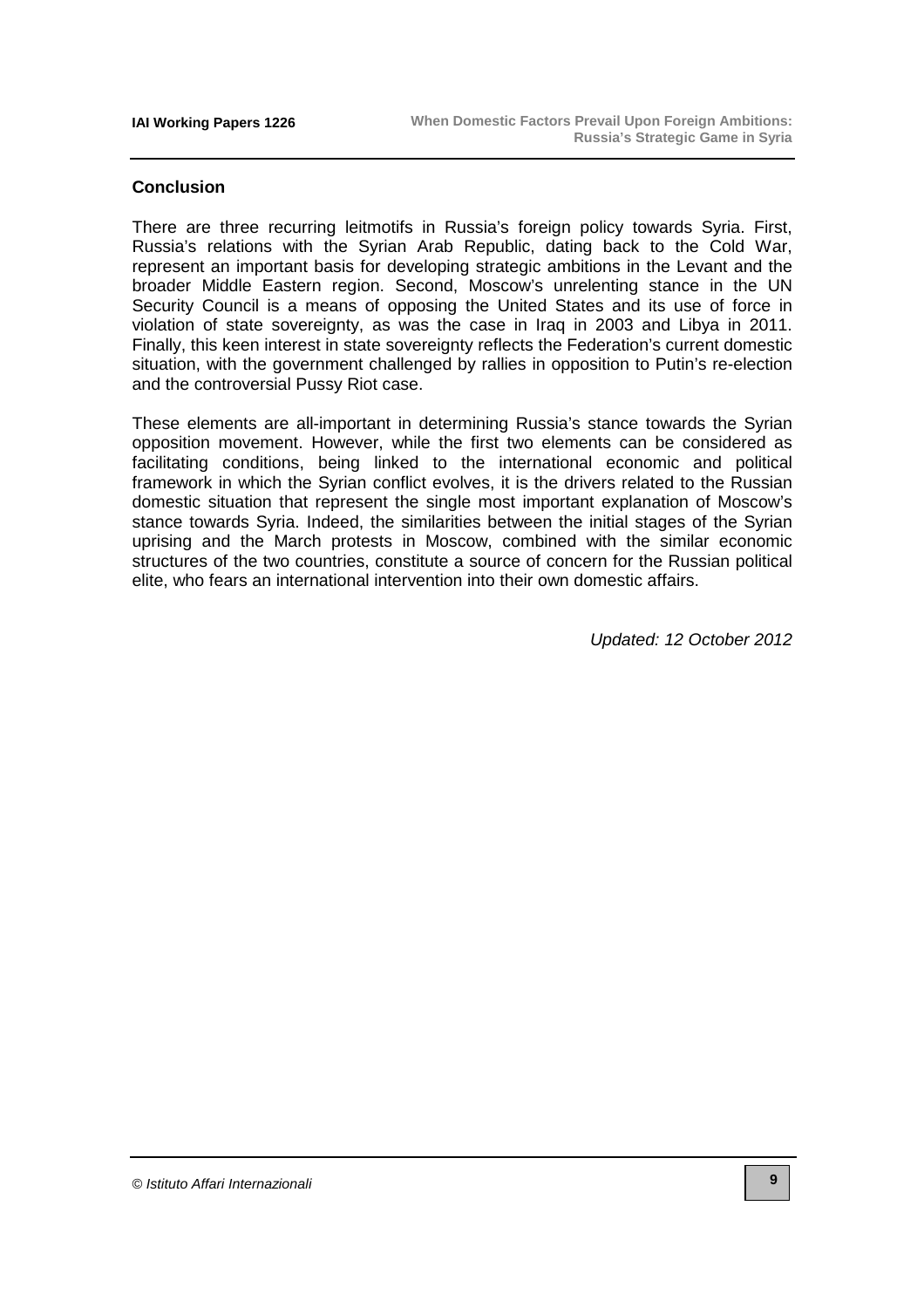## Conclusion

There are three recurring leitmotifs in Russia's foreign policy towards Syria. First, Russia's relations with the Syrian Arab Republic, dating back to the Cold War, represent an important basis for developing strategic ambitions in the Levant and the broader Middle Eastern region. Second, Moscow's unrelenting stance in the UN Security Council is a means of opposing the United States and its use of force in violation of state sovereignty, as was the case in Iraq in 2003 and Libya in 2011. Finally, this keen interest in state sovereignty reflects the Federation's current domestic situation, with the government challenged by rallies in opposition to Putin's re-election and the controversial Pussy Riot case.

These elements are all-important in determining Russia's stance towards the Syrian opposition movement. However, while the first two elements can be considered as facilitating conditions, being linked to the international economic and political framework in which the Syrian conflict evolves, it is the drivers related to the Russian domestic situation that represent the single most important explanation of Moscow's stance towards Syria. Indeed, the similarities between the initial stages of the Syrian uprising and the March protests in Moscow, combined with the similar economic structures of the two countries, constitute a source of concern for the Russian political elite, who fears an international intervention into their own domestic affairs.

*Updated: 12 October 2012*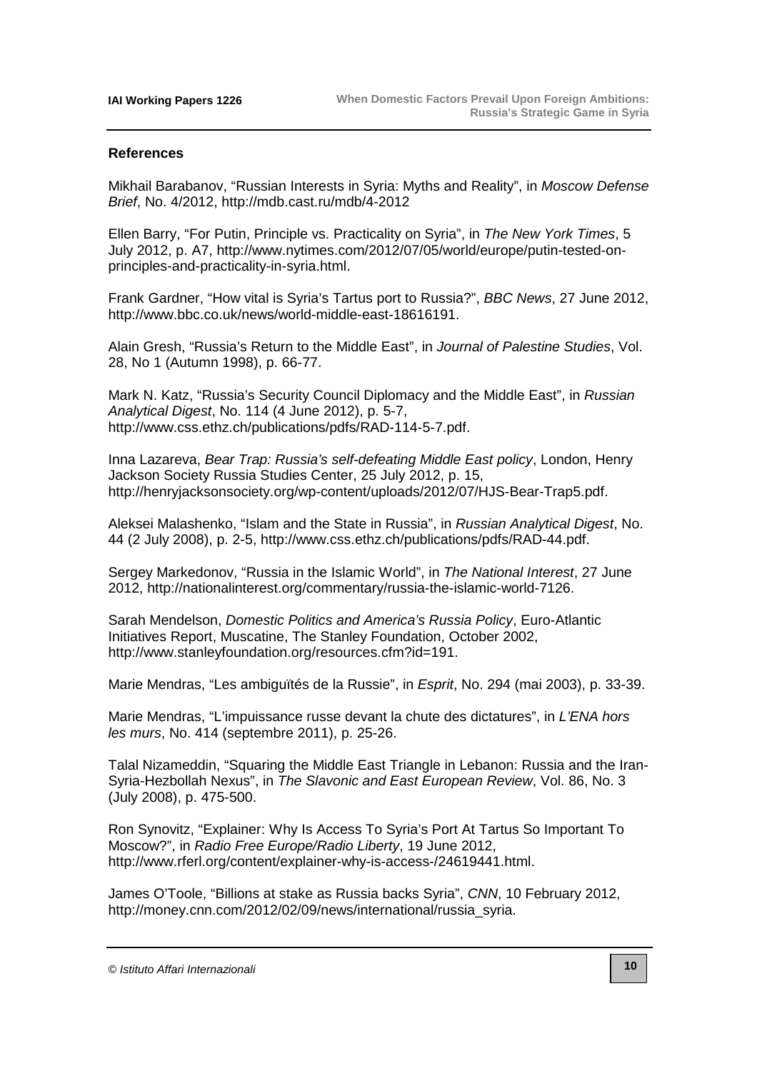### References

Mikhail Barabanov, "Russian Interests in Syria: Myths and Reality", in *Moscow Defense Brief*, No. 4/2012, http://mdb.cast.ru/mdb/4-2012

Ellen Barry, "For Putin, Principle vs. Practicality on Syria", in *The New York Times*, 5 July 2012, p. A7, http://www.nytimes.com/2012/07/05/world/europe/putin-tested-on-principles-and-practicality-in-syria.html.

Frank Gardner, "How vital is Syria's Tartus port to Russia?", *BBC News*, 27 June 2012, http://www.bbc.co.uk/news/world-middle-east-18616191.

Alain Gresh, "Russia's Return to the Middle East", in *Journal of Palestine Studies*, Vol. 28, No 1 (Autumn 1998), p. 66-77.

Mark N. Katz, "Russia's Security Council Diplomacy and the Middle East", in *Russian Analytical Digest*, No. 114 (4 June 2012), p. 5-7, http://www.css.ethz.ch/publications/pdfs/RAD-114-5-7.pdf.

Inna Lazareva, *Bear Trap: Russia's self-defeating Middle East policy*, London, Henry Jackson Society Russia Studies Center, 25 July 2012, p. 15, http://henryjacksonsociety.org/wp-content/uploads/2012/07/HJS-Bear-Trap5.pdf.

Aleksei Malashenko, "Islam and the State in Russia", in *Russian Analytical Digest*, No. 44 (2 July 2008), p. 2-5, http://www.css.ethz.ch/publications/pdfs/RAD-44.pdf.

Sergey Markedonov, "Russia in the Islamic World", in *The National Interest*, 27 June 2012, http://nationalinterest.org/commentary/russia-the-islamic-world-7126.

Sarah Mendelson, *Domestic Politics and America's Russia Policy*, Euro-Atlantic Initiatives Report, Muscatine, The Stanley Foundation, October 2002, http://www.stanleyfoundation.org/resources.cfm?id=191.

Marie Mendras, "Les ambiguïtés de la Russie", in *Esprit*, No. 294 (mai 2003), p. 33-39.

Marie Mendras, "L'impuissance russe devant la chute des dictatures", in *L'ENA hors les murs*, No. 414 (septembre 2011), p. 25-26.

Talal Nizameddin, "Squaring the Middle East Triangle in Lebanon: Russia and the Iran-Syria-Hezbollah Nexus", in *The Slavonic and East European Review*, Vol. 86, No. 3 (July 2008), p. 475-500.

Ron Synovitz, "Explainer: Why Is Access To Syria's Port At Tartus So Important To Moscow?", in *Radio Free Europe/Radio Liberty*, 19 June 2012, http://www.rferl.org/content/explainer-why-is-access-/24619441.html.

James O'Toole, "Billions at stake as Russia backs Syria", *CNN*, 10 February 2012, http://money.cnn.com/2012/02/09/news/international/russia_syria.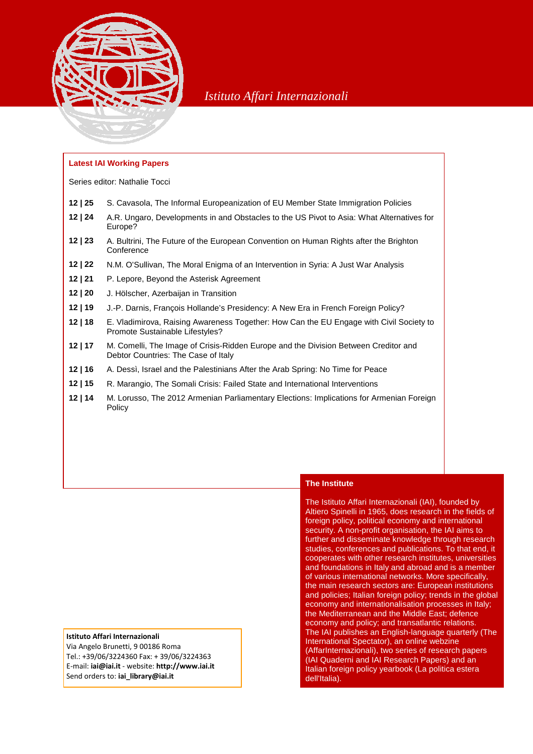*Istituto Affari Internazionali*

## Latest IAI Working Papers

Series editor: Nathalie Tocci

- **12 | 25** S. Cavasola, The Informal Europeanization of EU Member State Immigration Policies
- **12 | 24** A.R. Ungaro, Developments in and Obstacles to the US Pivot to Asia: What Alternatives for Europe?
- **12 | 23** A. Bultrini, The Future of the European Convention on Human Rights after the Brighton Conference
- **12 | 22** N.M. O'Sullivan, The Moral Enigma of an Intervention in Syria: A Just War Analysis
- **12 | 21** P. Lepore, Beyond the Asterisk Agreement
- **12 | 20** J. Hölscher, Azerbaijan in Transition
- **12 | 19** J.-P. Darnis, François Hollande's Presidency: A New Era in French Foreign Policy?
- **12 | 18** E. Vladimirova, Raising Awareness Together: How Can the EU Engage with Civil Society to Promote Sustainable Lifestyles?
- **12 | 17** M. Comelli, The Image of Crisis-Ridden Europe and the Division Between Creditor and Debtor Countries: The Case of Italy
- **12 | 16** A. Dessì, Israel and the Palestinians After the Arab Spring: No Time for Peace
- **12 | 15** R. Marangio, The Somali Crisis: Failed State and International Interventions
- **12 | 14** M. Lorusso, The 2012 Armenian Parliamentary Elections: Implications for Armenian Foreign Policy

## The Institute

The Istituto Affari Internazionali (IAI), founded by Altiero Spinelli in 1965, does research in the fields of foreign policy, political economy and international security. A non-profit organisation, the IAI aims to further and disseminate knowledge through research studies, conferences and publications. To that end, it cooperates with other research institutes, universities and foundations in Italy and abroad and is a member of various international networks. More specifically, the main research sectors are: European institutions and policies; Italian foreign policy; trends in the global economy and internationalisation processes in Italy; the Mediterranean and the Middle East; defence economy and policy; and transatlantic relations. The IAI publishes an English-language quarterly (The International Spectator), an online webzine (AffarInternazionali), two series of research papers (IAI Quaderni and IAI Research Papers) and an Italian foreign policy yearbook (La politica estera dell'Italia).

**Istituto Affari Internazionali**
Via Angelo Brunetti, 9 00186 Roma
Tel.: +39/06/3224360 Fax: + 39/06/3224363
E-mail: **iai@iai.it** - website: **http://www.iai.it**
Send orders to: **iai_library@iai.it**